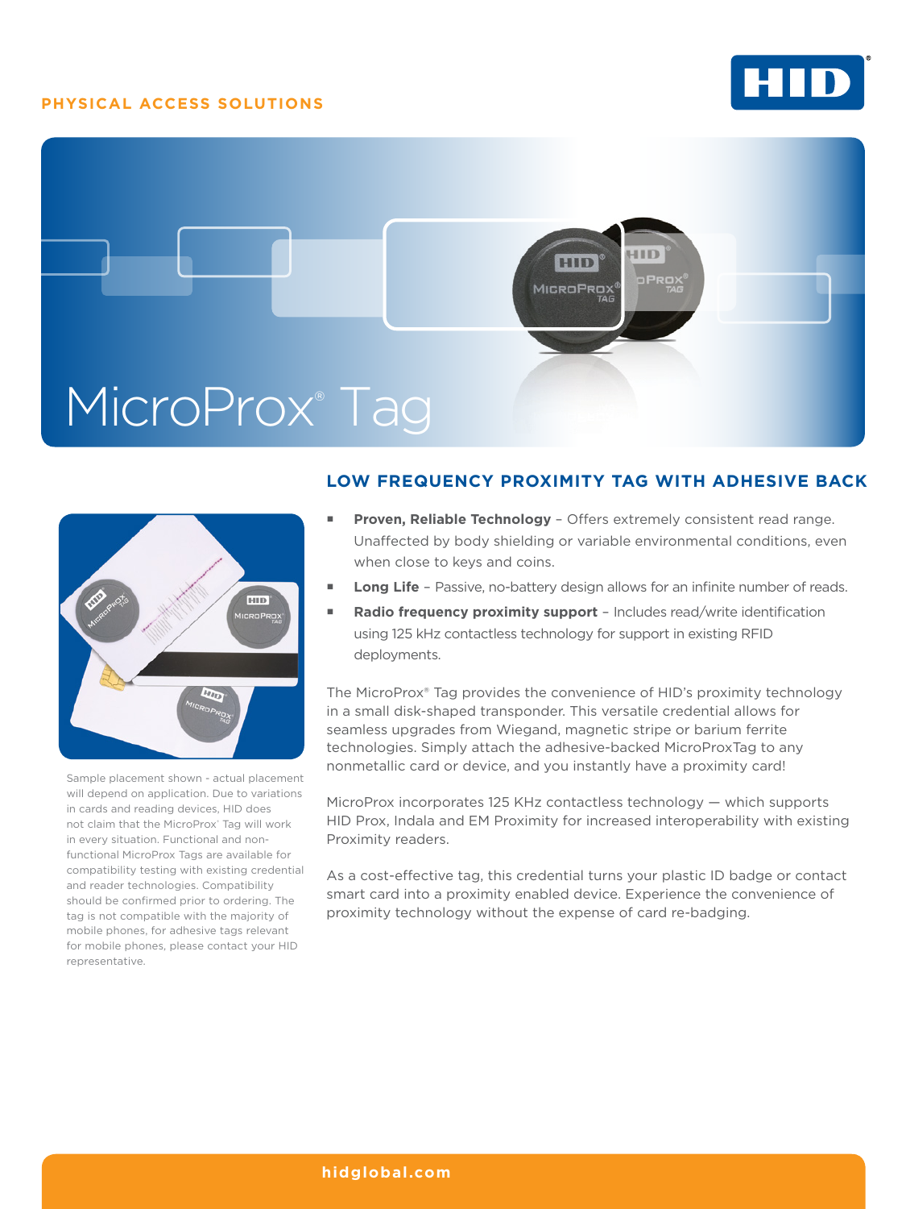PHYSICAL ACCESS SOLUTIONS

# MicroProx® Tag

## LOW FREQUENCY PROXIMITY TAG WITH ADHESIVE BACK

- **Proven, Reliable Technology** – Offers extremely consistent read range. Unaffected by body shielding or variable environmental conditions, even when close to keys and coins.
- **Long Life** – Passive, no-battery design allows for an infinite number of reads.
- **Radio frequency proximity support** – Includes read/write identification using 125 kHz contactless technology for support in existing RFID deployments.

The MicroProx® Tag provides the convenience of HID's proximity technology in a small disk-shaped transponder. This versatile credential allows for seamless upgrades from Wiegand, magnetic stripe or barium ferrite technologies. Simply attach the adhesive-backed MicroProxTag to any nonmetallic card or device, and you instantly have a proximity card!

MicroProx incorporates 125 KHz contactless technology — which supports HID Prox, Indala and EM Proximity for increased interoperability with existing Proximity readers.

As a cost-effective tag, this credential turns your plastic ID badge or contact smart card into a proximity enabled device. Experience the convenience of proximity technology without the expense of card re-badging.

Sample placement shown - actual placement will depend on application. Due to variations in cards and reading devices, HID does not claim that the MicroProx® Tag will work in every situation. Functional and non-functional MicroProx Tags are available for compatibility testing with existing credential and reader technologies. Compatibility should be confirmed prior to ordering. The tag is not compatible with the majority of mobile phones, for adhesive tags relevant for mobile phones, please contact your HID representative.

hidglobal.com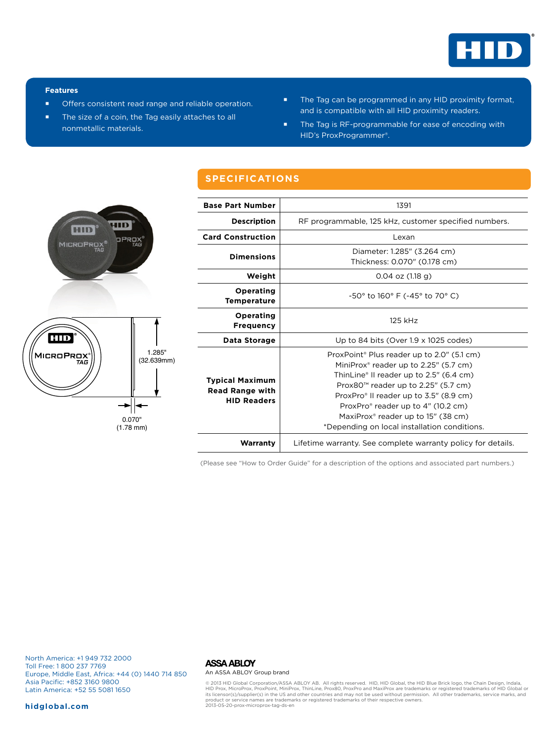## Features

- Offers consistent read range and reliable operation.
- The size of a coin, the Tag easily attaches to all nonmetallic materials.
- The Tag can be programmed in any HID proximity format, and is compatible with all HID proximity readers.
- The Tag is RF-programmable for ease of encoding with HID's ProxProgrammer®.

1.285"
(32.639mm)

0.070"
(1.78 mm)

## SPECIFICATIONS

| | |
|---|---|
| **Base Part Number** | 1391 |
| **Description** | RF programmable, 125 kHz, customer specified numbers. |
| **Card Construction** | Lexan |
| **Dimensions** | Diameter: 1.285" (3.264 cm)<br>Thickness: 0.070" (0.178 cm) |
| **Weight** | 0.04 oz (1.18 g) |
| **Operating Temperature** | -50° to 160° F (-45° to 70° C) |
| **Operating Frequency** | 125 kHz |
| **Data Storage** | Up to 84 bits (Over 1.9 x 1025 codes) |
| **Typical Maximum Read Range with HID Readers** | ProxPoint® Plus reader up to 2.0" (5.1 cm)<br>MiniProx® reader up to 2.25" (5.7 cm)<br>ThinLine® II reader up to 2.5" (6.4 cm)<br>Prox80™ reader up to 2.25" (5.7 cm)<br>ProxPro® II reader up to 3.5" (8.9 cm)<br>ProxPro® reader up to 4" (10.2 cm)<br>MaxiProx® reader up to 15" (38 cm)<br>*Depending on local installation conditions. |
| **Warranty** | Lifetime warranty. See complete warranty policy for details. |

(Please see "How to Order Guide" for a description of the options and associated part numbers.)

North America: +1 949 732 2000
Toll Free: 1 800 237 7769
Europe, Middle East, Africa: +44 (0) 1440 714 850
Asia Pacific: +852 3160 9800
Latin America: +52 55 5081 1650

**hidglobal.com**

ASSA ABLOY
An ASSA ABLOY Group brand

© 2013 HID Global Corporation/ASSA ABLOY AB. All rights reserved. HID, HID Global, the HID Blue Brick logo, the Chain Design, Indala, HID Prox, MicroProx, ProxPoint, MiniProx, ThinLine, Prox80, ProxPro and MaxiProx are trademarks or registered trademarks of HID Global or its licensor(s)/supplier(s) in the US and other countries and may not be used without permission. All other trademarks, service marks, and product or service names are trademarks or registered trademarks of their respective owners.
2013-05-20-prox-microprox-tag-ds-en